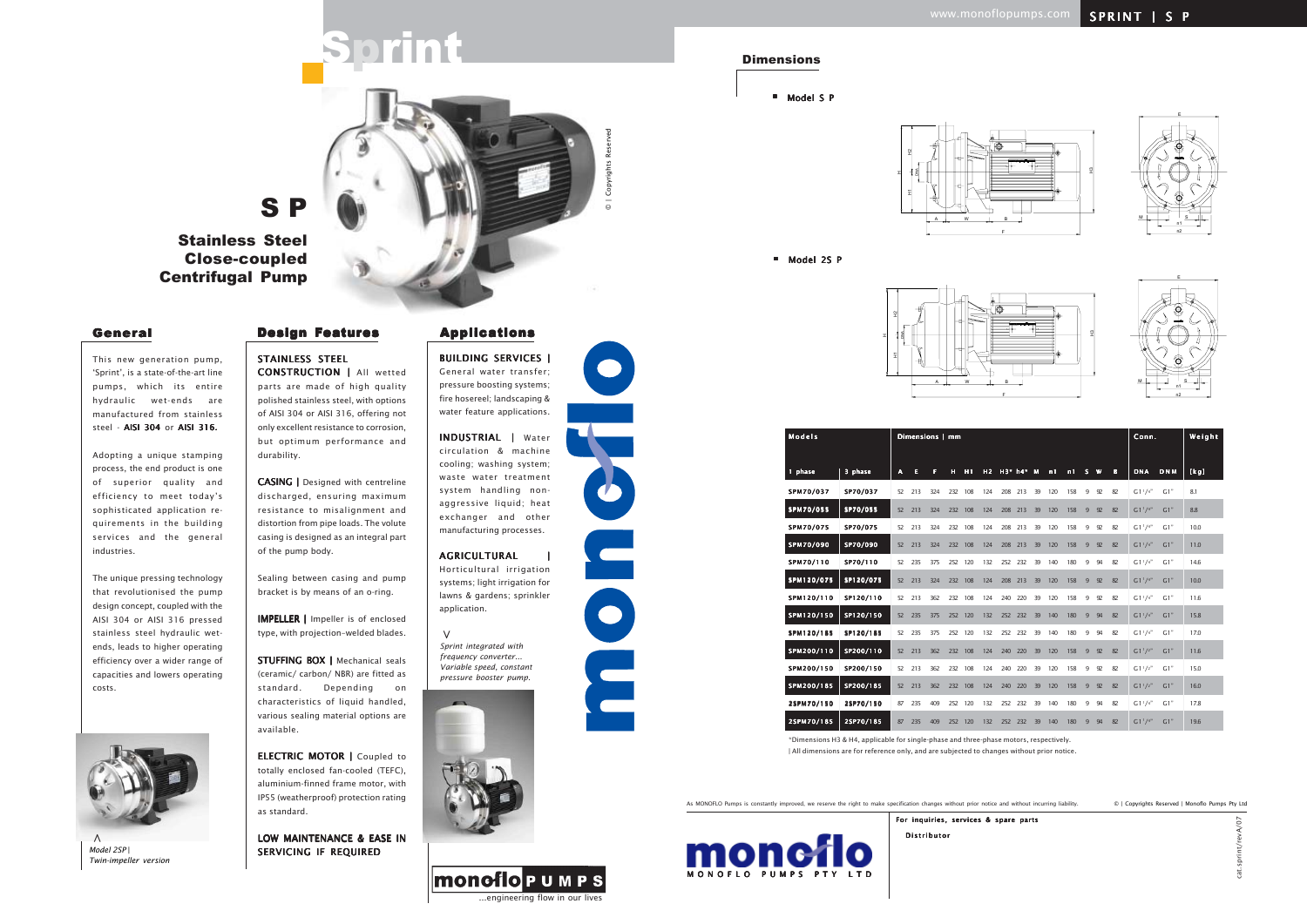# Sprint

# S P

## Stainless Steel Close-coupled Centrifugal Pump

## General

This new generation pump, 'Sprint', is a state-of-the-art line pumps, which its entire hydraulic wet-ends are manufactured from stainless steel - **AISI 304** or **AISI 316.**

Adopting a unique stamping process, the end product is one of superior quality and efficiency to meet today's sophisticated application requirements in the building services and the general industries.

The unique pressing technology that revolutionised the pump design concept, coupled with the AISI 304 or AISI 316 pressed stainless steel hydraulic wet-ends, leads to higher operating efficiency over a wider range of capacities and lowers operating costs.

*Model 2SP | Twin-impeller version*

## Design Features

**STAINLESS STEEL CONSTRUCTION |** All wetted parts are made of high quality polished stainless steel, with options of AISI 304 or AISI 316, offering not only excellent resistance to corrosion, but optimum performance and durability.

**CASING |** Designed with centreline discharged, ensuring maximum resistance to misalignment and distortion from pipe loads. The volute casing is designed as an integral part of the pump body.

Sealing between casing and pump bracket is by means of an o-ring.

**IMPELLER |** Impeller is of enclosed type, with projection-welded blades.

**STUFFING BOX |** Mechanical seals (ceramic/ carbon/ NBR) are fitted as standard. Depending on characteristics of liquid handled, various sealing material options are available.

**ELECTRIC MOTOR |** Coupled to totally enclosed fan-cooled (TEFC), aluminium-finned frame motor, with IP55 (weatherproof) protection rating as standard.

**LOW MAINTENANCE & EASE IN SERVICING IF REQUIRED**

## Applications

**BUILDING SERVICES |** General water transfer; pressure boosting systems; fire hosereel; landscaping & water feature applications.

**INDUSTRIAL |** Water circulation & machine cooling; washing system; waste water treatment system handling non-aggressive liquid; heat exchanger and other manufacturing processes.

**AGRICULTURAL |** Horticultural irrigation systems; light irrigation for lawns & gardens; sprinkler application.

*Sprint integrated with frequency converter... Variable speed, constant pressure booster pump.*

monoflo PUMPS ...engineering flow in our lives

© | Copyrights Reserved

## Dimensions

- Model S P
- Model 2S P

| Models | | Dimensions \| mm | | | | | | | | | | | | | | | | Conn. | | Weight |
|---|---|---|---|---|---|---|---|---|---|---|---|---|---|---|---|---|---|---|---|---|
| 1 phase | 3 phase | A | E | F | H | H1 | H2 | H3* | h4* | M | m1 | n1 | S | W | B | DNA | DNM | [kg] |
| SPM70/037 | SP70/037 | 52 | 213 | 324 | 232 | 108 | 124 | 208 | 213 | 39 | 120 | 158 | 9 | 92 | 82 | G1¹/₄" | G1" | 8.1 |
| SPM70/055 | SP70/055 | 52 | 213 | 324 | 232 | 108 | 124 | 208 | 213 | 39 | 120 | 158 | 9 | 92 | 82 | G1¹/₄" | G1" | 8.8 |
| SPM70/075 | SP70/075 | 52 | 213 | 324 | 232 | 108 | 124 | 208 | 213 | 39 | 120 | 158 | 9 | 92 | 82 | G1¹/₄" | G1" | 10.0 |
| SPM70/090 | SP70/090 | 52 | 213 | 324 | 232 | 108 | 124 | 208 | 213 | 39 | 120 | 158 | 9 | 92 | 82 | G1¹/₄" | G1" | 11.0 |
| SPM70/110 | SP70/110 | 52 | 235 | 375 | 252 | 120 | 132 | 252 | 232 | 39 | 140 | 180 | 9 | 94 | 82 | G1¹/₄" | G1" | 14.6 |
| SPM120/075 | SP120/075 | 52 | 213 | 324 | 232 | 108 | 124 | 208 | 213 | 39 | 120 | 158 | 9 | 92 | 82 | G1¹/₄" | G1" | 10.0 |
| SPM120/110 | SP120/110 | 52 | 213 | 362 | 232 | 108 | 124 | 240 | 220 | 39 | 120 | 158 | 9 | 92 | 82 | G1¹/₄" | G1" | 11.6 |
| SPM120/150 | SP120/150 | 52 | 235 | 375 | 252 | 120 | 132 | 252 | 232 | 39 | 140 | 180 | 9 | 94 | 82 | G1¹/₄" | G1" | 15.8 |
| SPM120/185 | SP120/185 | 52 | 235 | 375 | 252 | 120 | 132 | 252 | 232 | 39 | 140 | 180 | 9 | 94 | 82 | G1¹/₄" | G1" | 17.0 |
| SPM200/110 | SP200/110 | 52 | 213 | 362 | 232 | 108 | 124 | 240 | 220 | 39 | 120 | 158 | 9 | 92 | 82 | G1¹/₂" | G1" | 11.6 |
| SPM200/150 | SP200/150 | 52 | 213 | 362 | 232 | 108 | 124 | 240 | 220 | 39 | 120 | 158 | 9 | 92 | 82 | G1¹/₂" | G1" | 15.0 |
| SPM200/185 | SP200/185 | 52 | 213 | 362 | 232 | 108 | 124 | 240 | 220 | 39 | 120 | 158 | 9 | 92 | 82 | G1¹/₂" | G1" | 16.0 |
| 2SPM70/150 | 2SP70/150 | 87 | 235 | 409 | 252 | 120 | 132 | 252 | 232 | 39 | 140 | 180 | 9 | 94 | 82 | G1¹/₄" | G1" | 17.8 |
| 2SPM70/185 | 2SP70/185 | 87 | 235 | 409 | 252 | 120 | 132 | 252 | 232 | 39 | 140 | 180 | 9 | 94 | 82 | G1¹/₄" | G1" | 19.6 |

*Dimensions H3 & H4, applicable for single-phase and three-phase motors, respectively.
| All dimensions are for reference only, and are subjected to changes without prior notice.

As MONOFLO Pumps is constantly improved, we reserve the right to make specification changes without prior notice and without incurring liability.

© | Copyrights Reserved | Monoflo Pumps Pty Ltd

monoflo MONOFLO PUMPS PTY LTD

For inquiries, services & spare parts

Distributor

cat.sprint/revA/07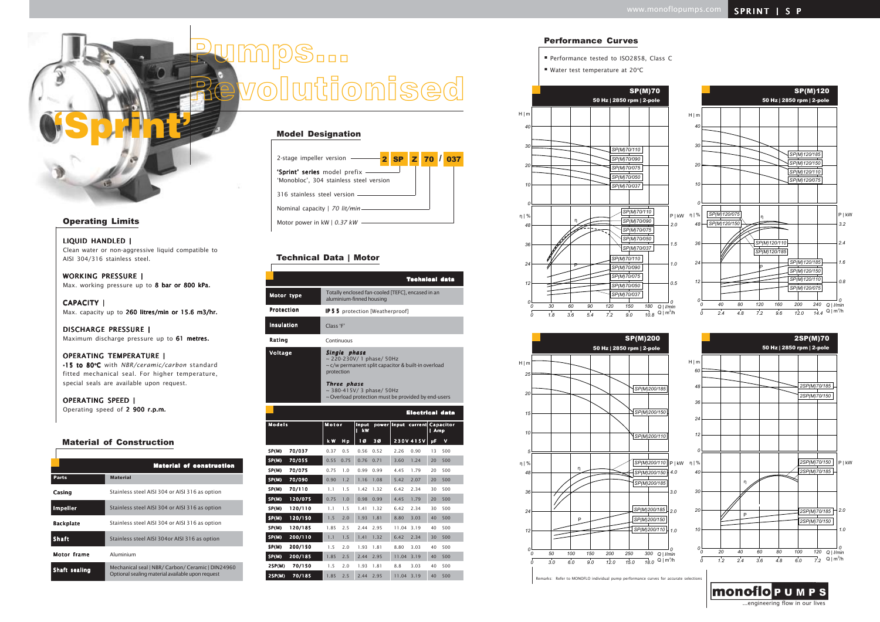# Pumps... Revolutionised

# 'Sprint'

## Model Designation

2 SP Z 70 / 037

- 2-stage impeller version
- **'Sprint' series** model prefix
- 'Monobloc', 304 stainless steel version
- 316 stainless steel version
- Nominal capacity | *70 lit/min*
- Motor power in kW | *0.37 kW*

## Operating Limits

**LIQUID HANDLED |**
Clean water or non-aggressive liquid compatible to AISI 304/316 stainless steel.

**WORKING PRESSURE |**
Max. working pressure up to **8 bar or 800 kPa.**

**CAPACITY |**
Max. capacity up to **260 litres/min or 15.6 m3/hr.**

**DISCHARGE PRESSURE |**
Maximum discharge pressure up to **61 metres.**

**OPERATING TEMPERATURE |**
**-15 to 80ºC** with *NBR/ceramic/carbon* standard fitted mechanical seal. For higher temperature, special seals are available upon request.

**OPERATING SPEED |**
Operating speed of **2 900 r.p.m.**

## Material of Construction

| Parts | Material |
|---|---|
| Casing | Stainless steel AISI 304 or AISI 316 as option |
| Impeller | Stainless steel AISI 304 or AISI 316 as option |
| Backplate | Stainless steel AISI 304 or AISI 316 as option |
| Shaft | Stainless steel AISI 304or AISI 316 as option |
| Motor frame | Aluminium |
| Shaft sealing | Mechanical seal \| NBR/ Carbon/ Ceramic \| DIN24960<br>Optional sealing material available upon request |

## Technical Data | Motor

**Technical data**

| | |
|---|---|
| Motor type | Totally enclosed fan-cooled [TEFC], encased in an aluminium-finned housing |
| Protection | **IP 5 5** protection [Weatherproof] |
| Insulation | Class 'F' |
| Rating | Continuous |
| Voltage | ***Single phase***<br>~ 220-230V/ 1 phase/ 50Hz<br>~ c/w permanent split capacitor & built-in overload protection<br>***Three phase***<br>~ 380-415V/ 3 phase/ 50Hz<br>~ Overload protection must be provided by end-users |

**Electrical data**

| Models | | Motor | | Input power \| kW | | Input current | | Capacitor \| Amp | |
|---|---|---|---|---|---|---|---|---|---|
| | | kW | Hp | 1Ø | 3Ø | 230V | 415V | μF | V |
| SP(M) | 70/037 | 0.37 | 0.5 | 0.56 | 0.52 | 2.26 | 0.90 | 13 | 500 |
| SP(M) | 70/055 | 0.55 | 0.75 | 0.76 | 0.71 | 3.60 | 1.24 | 20 | 500 |
| SP(M) | 70/075 | 0.75 | 1.0 | 0.99 | 0.99 | 4.45 | 1.79 | 20 | 500 |
| SP(M) | 70/090 | 0.90 | 1.2 | 1.16 | 1.08 | 5.42 | 2.07 | 20 | 500 |
| SP(M) | 70/110 | 1.1 | 1.5 | 1.42 | 1.32 | 6.42 | 2.34 | 30 | 500 |
| SP(M) | 120/075 | 0.75 | 1.0 | 0.98 | 0.99 | 4.45 | 1.79 | 20 | 500 |
| SP(M) | 120/110 | 1.1 | 1.5 | 1.41 | 1.32 | 6.42 | 2.34 | 30 | 500 |
| SP(M) | 120/150 | 1.5 | 2.0 | 1.93 | 1.81 | 8.80 | 3.03 | 40 | 500 |
| SP(M) | 120/185 | 1.85 | 2.5 | 2.44 | 2.95 | 11.04 | 3.19 | 40 | 500 |
| SP(M) | 200/110 | 1.1 | 1.5 | 1.41 | 1.32 | 6.42 | 2.34 | 30 | 500 |
| SP(M) | 200/150 | 1.5 | 2.0 | 1.93 | 1.81 | 8.80 | 3.03 | 40 | 500 |
| SP(M) | 200/185 | 1.85 | 2.5 | 2.44 | 2.95 | 11.04 | 3.19 | 40 | 500 |
| 2SP(M) | 70/150 | 1.5 | 2.0 | 1.93 | 1.81 | 8.8 | 3.03 | 40 | 500 |
| 2SP(M) | 70/185 | 1.85 | 2.5 | 2.44 | 2.95 | 11.04 | 3.19 | 40 | 500 |

## Performance Curves

- Performance tested to ISO2858, Class C
- Water test temperature at 20ºC

**SP(M)70**
50 Hz | 2850 rpm | 2-pole

H | m: 0, 10, 20, 30, 40
SP(M)70/110, SP(M)70/090, SP(M)70/075, SP(M)70/050, SP(M)70/037
η | %: 0, 12, 24, 36, 48
P | kW: 0.5, 1.0, 1.5, 2.0
η, P
Q | l/min: 0, 30, 60, 90, 120, 150, 180
Q | $m^3/h$: 0, 1.8, 3.6, 5.4, 7.2, 9.0, 10.8

**SP(M)120**
50 Hz | 2850 rpm | 2-pole

H | m: 0, 10, 20, 30, 40
SP(M)120/185, SP(M)120/150, SP(M)120/110, SP(M)120/075
η | %: 0, 12, 24, 36, 48
P | kW: 0, 0.8, 1.6, 2.4, 3.2
η, P
Q | l/min: 0, 40, 80, 120, 160, 200, 240
Q | $m^3/h$: 0, 2.4, 4.8, 7.2, 9.6, 12.0, 14.4

**SP(M)200**
50 Hz | 2850 rpm | 2-pole

H | m: 5, 10, 15, 20, 25
SP(M)200/185, SP(M)200/150, SP(M)200/110
η | %: 0, 12, 24, 36, 48
P | kW: 1.0, 2.0, 3.0, 4.0
η, P
Q | l/min: 0, 50, 100, 150, 200, 250, 300
Q | $m^3/h$: 0, 3.0, 6.0, 9.0, 12.0, 15.0, 18.0

**2SP(M)70**
50 Hz | 2850 rpm | 2-pole

H | m: 0, 12, 24, 36, 48, 60
2SP(M)70/185, 2SP(M)70/150
η | %: 0, 10, 20, 30, 40
P | kW: 0, 1.0, 2.0
η, P
Q | l/min: 0, 20, 40, 60, 80, 100, 120
Q | $m^3/h$: 0, 1.2, 2.4, 3.6, 4.8, 6.0, 7.2

Remarks: Refer to MONOFLO individual pump performance curves for accurate selections

monoflo PUMPS
...engineering flow in our lives